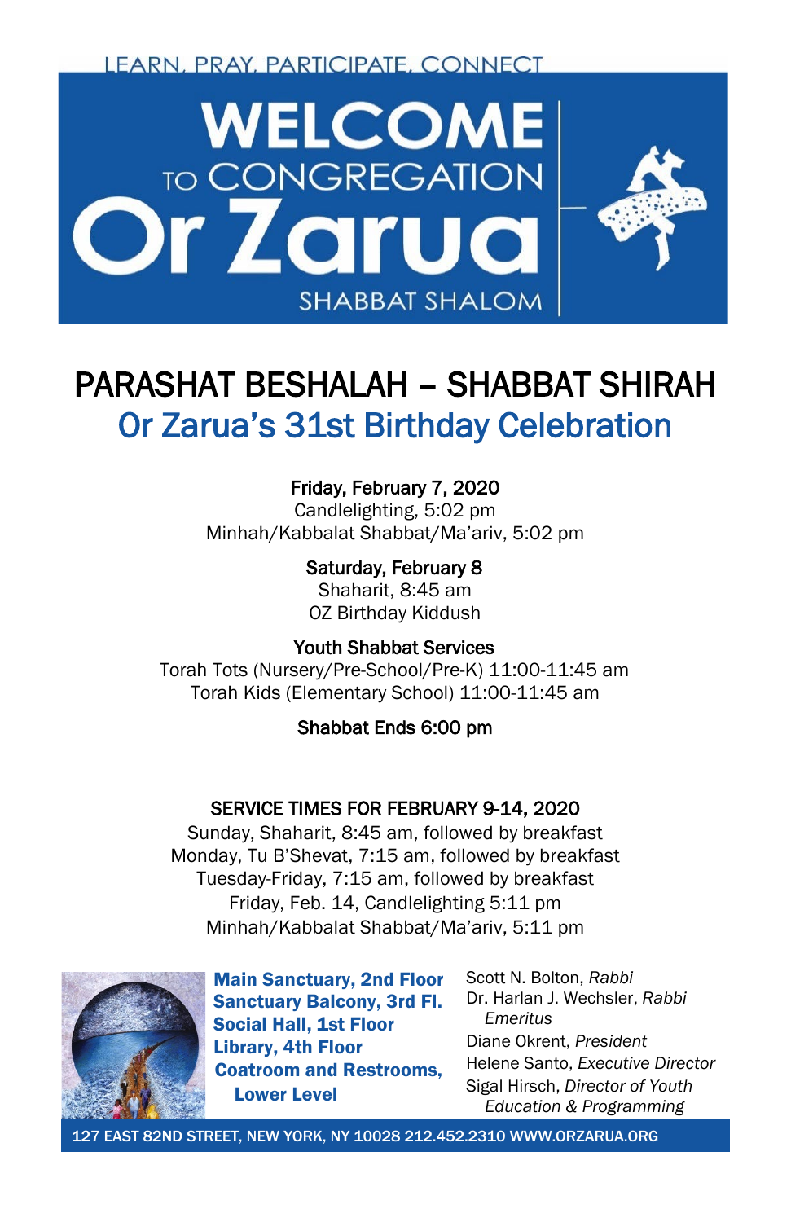LEARN. PRAY. PARTICIPATE. CONNECT

# WELCOME TO CONGREGATION Or Zarua

SHABBAT SHALOM

# PARASHAT BESHALAH – SHABBAT SHIRAH

## Or Zarua's 31st Birthday Celebration

**Friday, February 7, 2020**
Candlelighting, 5:02 pm
Minhah/Kabbalat Shabbat/Ma'ariv, 5:02 pm

**Saturday, February 8**
Shaharit, 8:45 am
OZ Birthday Kiddush

**Youth Shabbat Services**
Torah Tots (Nursery/Pre-School/Pre-K) 11:00-11:45 am
Torah Kids (Elementary School) 11:00-11:45 am

**Shabbat Ends 6:00 pm**

**SERVICE TIMES FOR FEBRUARY 9-14, 2020**
Sunday, Shaharit, 8:45 am, followed by breakfast
Monday, Tu B'Shevat, 7:15 am, followed by breakfast
Tuesday-Friday, 7:15 am, followed by breakfast
Friday, Feb. 14, Candlelighting 5:11 pm
Minhah/Kabbalat Shabbat/Ma'ariv, 5:11 pm

**Main Sanctuary, 2nd Floor**
**Sanctuary Balcony, 3rd Fl.**
**Social Hall, 1st Floor**
**Library, 4th Floor**
**Coatroom and Restrooms, Lower Level**

Scott N. Bolton, *Rabbi*
Dr. Harlan J. Wechsler, *Rabbi Emeritus*
Diane Okrent, *President*
Helene Santo, *Executive Director*
Sigal Hirsch, *Director of Youth Education & Programming*

127 EAST 82ND STREET, NEW YORK, NY 10028 212.452.2310 WWW.ORZARUA.ORG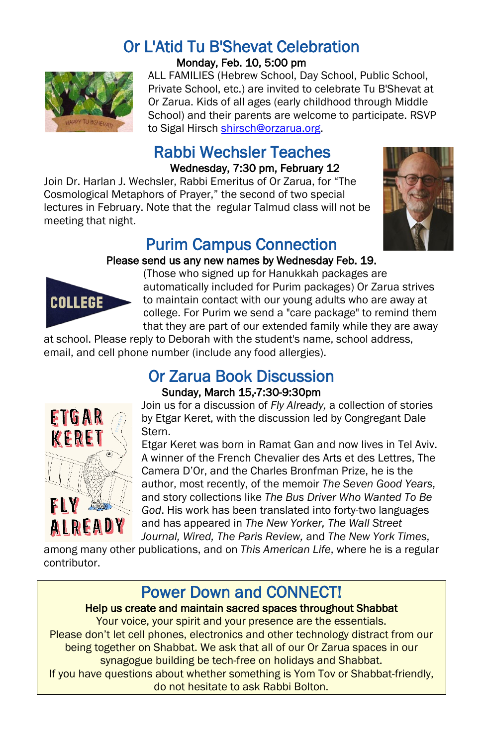## Or L'Atid Tu B'Shevat Celebration

**Monday, Feb. 10, 5:00 pm**

ALL FAMILIES (Hebrew School, Day School, Public School, Private School, etc.) are invited to celebrate Tu B'Shevat at Or Zarua. Kids of all ages (early childhood through Middle School) and their parents are welcome to participate. RSVP to Sigal Hirsch shirsch@orzarua.org.

## Rabbi Wechsler Teaches

**Wednesday, 7:30 pm, February 12**

Join Dr. Harlan J. Wechsler, Rabbi Emeritus of Or Zarua, for "The Cosmological Metaphors of Prayer," the second of two special lectures in February. Note that the regular Talmud class will not be meeting that night.

## Purim Campus Connection

**Please send us any new names by Wednesday Feb. 19.**

(Those who signed up for Hanukkah packages are automatically included for Purim packages) Or Zarua strives to maintain contact with our young adults who are away at college. For Purim we send a "care package" to remind them that they are part of our extended family while they are away at school. Please reply to Deborah with the student's name, school address, email, and cell phone number (include any food allergies).

## Or Zarua Book Discussion

**Sunday, March 15,-7:30-9:30pm**

Join us for a discussion of *Fly Already,* a collection of stories by Etgar Keret, with the discussion led by Congregant Dale Stern.

Etgar Keret was born in Ramat Gan and now lives in Tel Aviv. A winner of the French Chevalier des Arts et des Lettres, The Camera D'Or, and the Charles Bronfman Prize, he is the author, most recently, of the memoir *The Seven Good Years*, and story collections like *The Bus Driver Who Wanted To Be God*. His work has been translated into forty-two languages and has appeared in *The New Yorker, The Wall Street Journal, Wired, The Paris Review,* and *The New York Times*, among many other publications, and on *This American Life*, where he is a regular contributor.

## Power Down and CONNECT!

**Help us create and maintain sacred spaces throughout Shabbat**

Your voice, your spirit and your presence are the essentials.

Please don't let cell phones, electronics and other technology distract from our being together on Shabbat. We ask that all of our Or Zarua spaces in our synagogue building be tech-free on holidays and Shabbat.

If you have questions about whether something is Yom Tov or Shabbat-friendly, do not hesitate to ask Rabbi Bolton.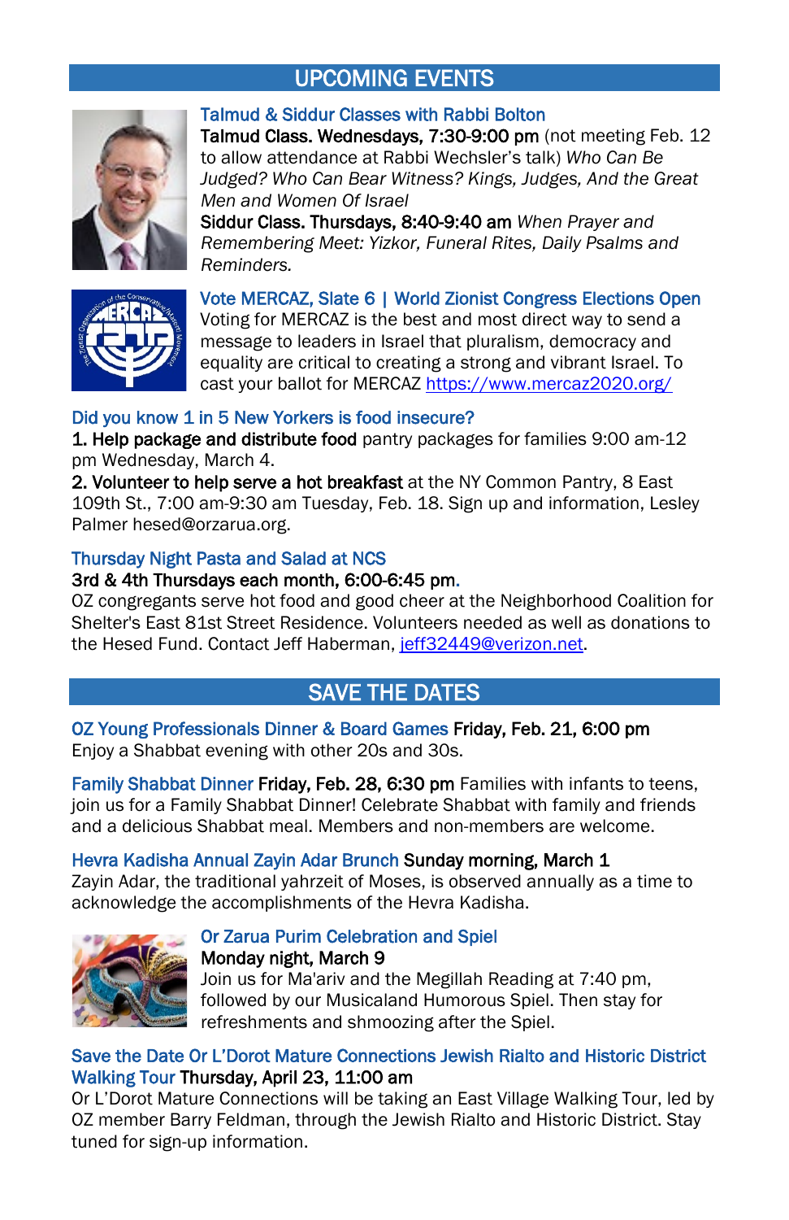## UPCOMING EVENTS

### Talmud & Siddur Classes with Rabbi Bolton

**Talmud Class. Wednesdays, 7:30-9:00 pm** (not meeting Feb. 12 to allow attendance at Rabbi Wechsler's talk) *Who Can Be Judged? Who Can Bear Witness? Kings, Judges, And the Great Men and Women Of Israel*

**Siddur Class. Thursdays, 8:40-9:40 am** *When Prayer and Remembering Meet: Yizkor, Funeral Rites, Daily Psalms and Reminders.*

### Vote MERCAZ, Slate 6 | World Zionist Congress Elections Open

Voting for MERCAZ is the best and most direct way to send a message to leaders in Israel that pluralism, democracy and equality are critical to creating a strong and vibrant Israel. To cast your ballot for MERCAZ https://www.mercaz2020.org/

### Did you know 1 in 5 New Yorkers is food insecure?

**1. Help package and distribute food** pantry packages for families 9:00 am-12 pm Wednesday, March 4.

**2. Volunteer to help serve a hot breakfast** at the NY Common Pantry, 8 East 109th St., 7:00 am-9:30 am Tuesday, Feb. 18. Sign up and information, Lesley Palmer hesed@orzarua.org.

### Thursday Night Pasta and Salad at NCS

**3rd & 4th Thursdays each month, 6:00-6:45 pm.**

OZ congregants serve hot food and good cheer at the Neighborhood Coalition for Shelter's East 81st Street Residence. Volunteers needed as well as donations to the Hesed Fund. Contact Jeff Haberman, jeff32449@verizon.net.

## SAVE THE DATES

**OZ Young Professionals Dinner & Board Games Friday, Feb. 21, 6:00 pm**

Enjoy a Shabbat evening with other 20s and 30s.

**Family Shabbat Dinner Friday, Feb. 28, 6:30 pm** Families with infants to teens, join us for a Family Shabbat Dinner! Celebrate Shabbat with family and friends and a delicious Shabbat meal. Members and non-members are welcome.

**Hevra Kadisha Annual Zayin Adar Brunch Sunday morning, March 1**

Zayin Adar, the traditional yahrzeit of Moses, is observed annually as a time to acknowledge the accomplishments of the Hevra Kadisha.

### Or Zarua Purim Celebration and Spiel

**Monday night, March 9**

Join us for Ma'ariv and the Megillah Reading at 7:40 pm, followed by our Musicaland Humorous Spiel. Then stay for refreshments and shmoozing after the Spiel.

**Save the Date Or L'Dorot Mature Connections Jewish Rialto and Historic District Walking Tour Thursday, April 23, 11:00 am**

Or L'Dorot Mature Connections will be taking an East Village Walking Tour, led by OZ member Barry Feldman, through the Jewish Rialto and Historic District. Stay tuned for sign-up information.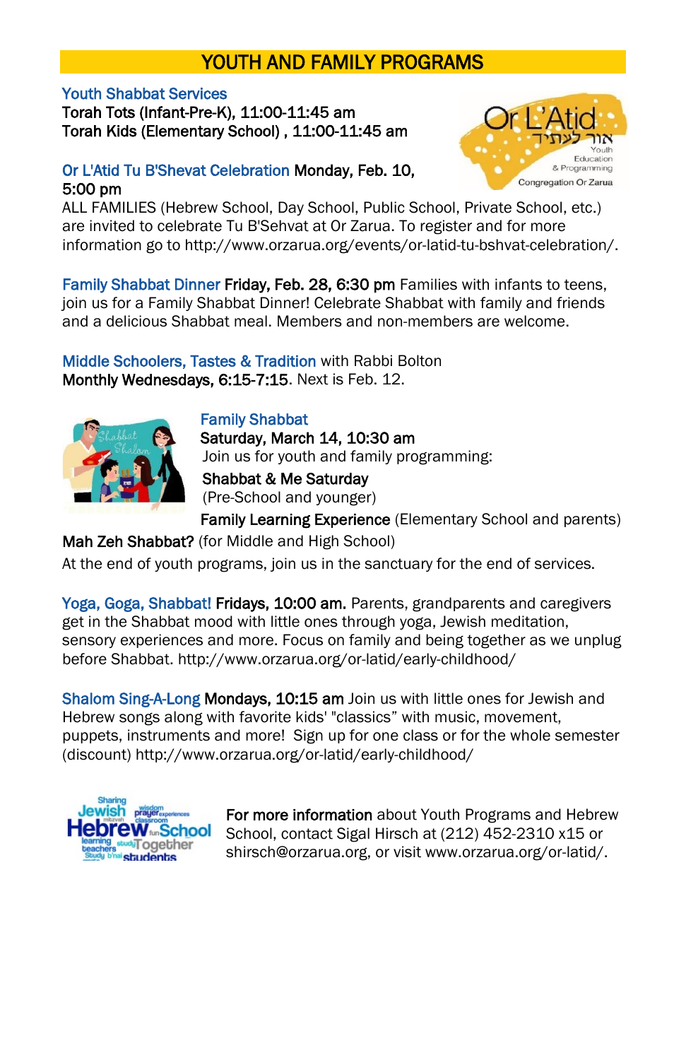# YOUTH AND FAMILY PROGRAMS

**Youth Shabbat Services**
**Torah Tots (Infant-Pre-K), 11:00-11:45 am**
**Torah Kids (Elementary School) , 11:00-11:45 am**

**Or L'Atid Tu B'Shevat Celebration Monday, Feb. 10, 5:00 pm**
ALL FAMILIES (Hebrew School, Day School, Public School, Private School, etc.) are invited to celebrate Tu B'Sehvat at Or Zarua. To register and for more information go to http://www.orzarua.org/events/or-latid-tu-bshvat-celebration/.

**Family Shabbat Dinner Friday, Feb. 28, 6:30 pm** Families with infants to teens, join us for a Family Shabbat Dinner! Celebrate Shabbat with family and friends and a delicious Shabbat meal. Members and non-members are welcome.

**Middle Schoolers, Tastes & Tradition** with Rabbi Bolton
**Monthly Wednesdays, 6:15-7:15**. Next is Feb. 12.

**Family Shabbat**
**Saturday, March 14, 10:30 am**
Join us for youth and family programming:
**Shabbat & Me Saturday**
(Pre-School and younger)
**Family Learning Experience** (Elementary School and parents)
**Mah Zeh Shabbat?** (for Middle and High School)
At the end of youth programs, join us in the sanctuary for the end of services.

**Yoga, Goga, Shabbat! Fridays, 10:00 am.** Parents, grandparents and caregivers get in the Shabbat mood with little ones through yoga, Jewish meditation, sensory experiences and more. Focus on family and being together as we unplug before Shabbat. http://www.orzarua.org/or-latid/early-childhood/

**Shalom Sing-A-Long Mondays, 10:15 am** Join us with little ones for Jewish and Hebrew songs along with favorite kids' "classics" with music, movement, puppets, instruments and more! Sign up for one class or for the whole semester (discount) http://www.orzarua.org/or-latid/early-childhood/

**For more information** about Youth Programs and Hebrew School, contact Sigal Hirsch at (212) 452-2310 x15 or shirsch@orzarua.org, or visit www.orzarua.org/or-latid/.